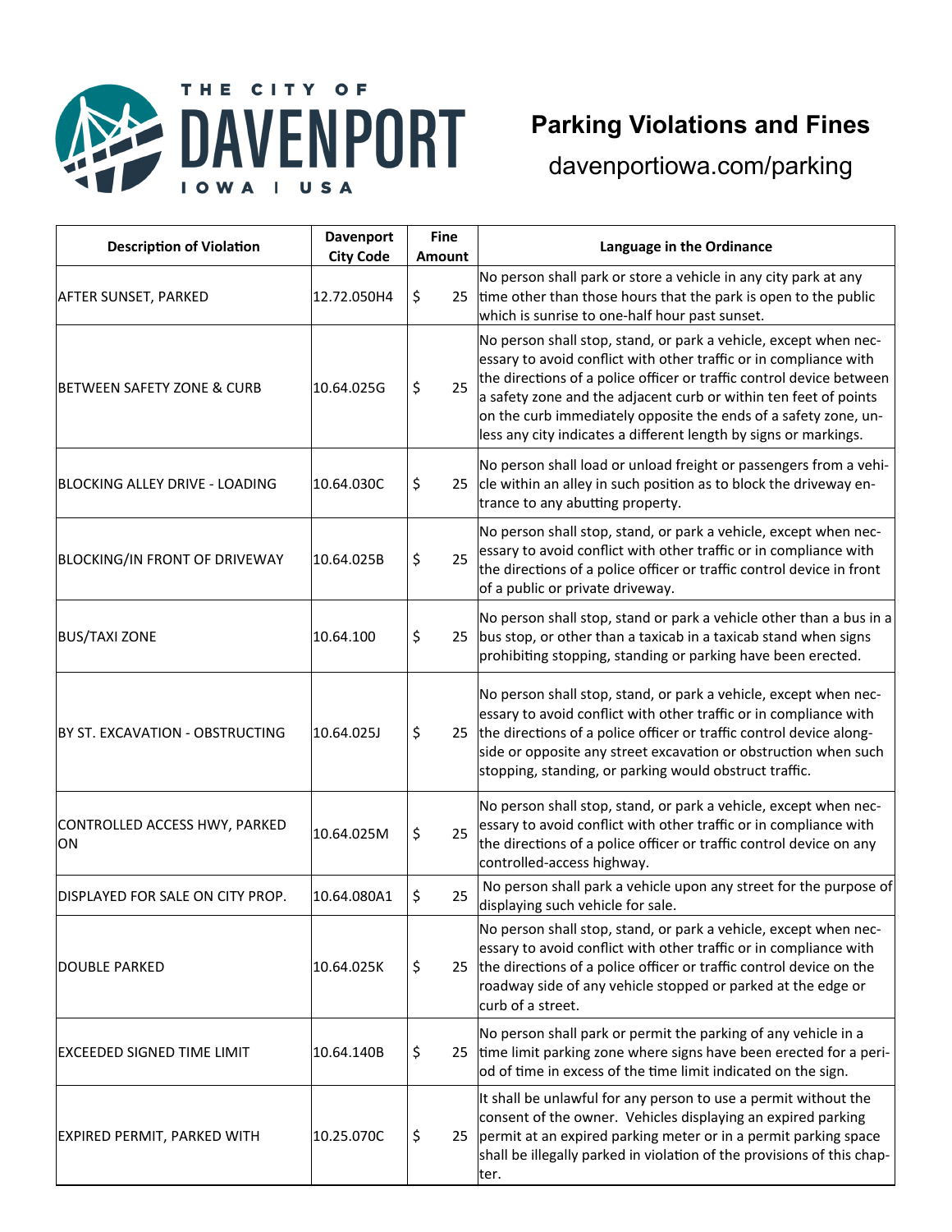THE CITY OF DAVENPORT IOWA | USA

# Parking Violations and Fines

davenportiowa.com/parking

| Description of Violation | Davenport City Code | Fine Amount | Language in the Ordinance |
|---|---|---|---|
| AFTER SUNSET, PARKED | 12.72.050H4 | $ 25 | No person shall park or store a vehicle in any city park at any time other than those hours that the park is open to the public which is sunrise to one-half hour past sunset. |
| BETWEEN SAFETY ZONE & CURB | 10.64.025G | $ 25 | No person shall stop, stand, or park a vehicle, except when necessary to avoid conflict with other traffic or in compliance with the directions of a police officer or traffic control device between a safety zone and the adjacent curb or within ten feet of points on the curb immediately opposite the ends of a safety zone, unless any city indicates a different length by signs or markings. |
| BLOCKING ALLEY DRIVE - LOADING | 10.64.030C | $ 25 | No person shall load or unload freight or passengers from a vehicle within an alley in such position as to block the driveway entrance to any abutting property. |
| BLOCKING/IN FRONT OF DRIVEWAY | 10.64.025B | $ 25 | No person shall stop, stand, or park a vehicle, except when necessary to avoid conflict with other traffic or in compliance with the directions of a police officer or traffic control device in front of a public or private driveway. |
| BUS/TAXI ZONE | 10.64.100 | $ 25 | No person shall stop, stand or park a vehicle other than a bus in a bus stop, or other than a taxicab in a taxicab stand when signs prohibiting stopping, standing or parking have been erected. |
| BY ST. EXCAVATION - OBSTRUCTING | 10.64.025J | $ 25 | No person shall stop, stand, or park a vehicle, except when necessary to avoid conflict with other traffic or in compliance with the directions of a police officer or traffic control device alongside or opposite any street excavation or obstruction when such stopping, standing, or parking would obstruct traffic. |
| CONTROLLED ACCESS HWY, PARKED ON | 10.64.025M | $ 25 | No person shall stop, stand, or park a vehicle, except when necessary to avoid conflict with other traffic or in compliance with the directions of a police officer or traffic control device on any controlled-access highway. |
| DISPLAYED FOR SALE ON CITY PROP. | 10.64.080A1 | $ 25 | No person shall park a vehicle upon any street for the purpose of displaying such vehicle for sale. |
| DOUBLE PARKED | 10.64.025K | $ 25 | No person shall stop, stand, or park a vehicle, except when necessary to avoid conflict with other traffic or in compliance with the directions of a police officer or traffic control device on the roadway side of any vehicle stopped or parked at the edge or curb of a street. |
| EXCEEDED SIGNED TIME LIMIT | 10.64.140B | $ 25 | No person shall park or permit the parking of any vehicle in a time limit parking zone where signs have been erected for a period of time in excess of the time limit indicated on the sign. |
| EXPIRED PERMIT, PARKED WITH | 10.25.070C | $ 25 | It shall be unlawful for any person to use a permit without the consent of the owner. Vehicles displaying an expired parking permit at an expired parking meter or in a permit parking space shall be illegally parked in violation of the provisions of this chapter. |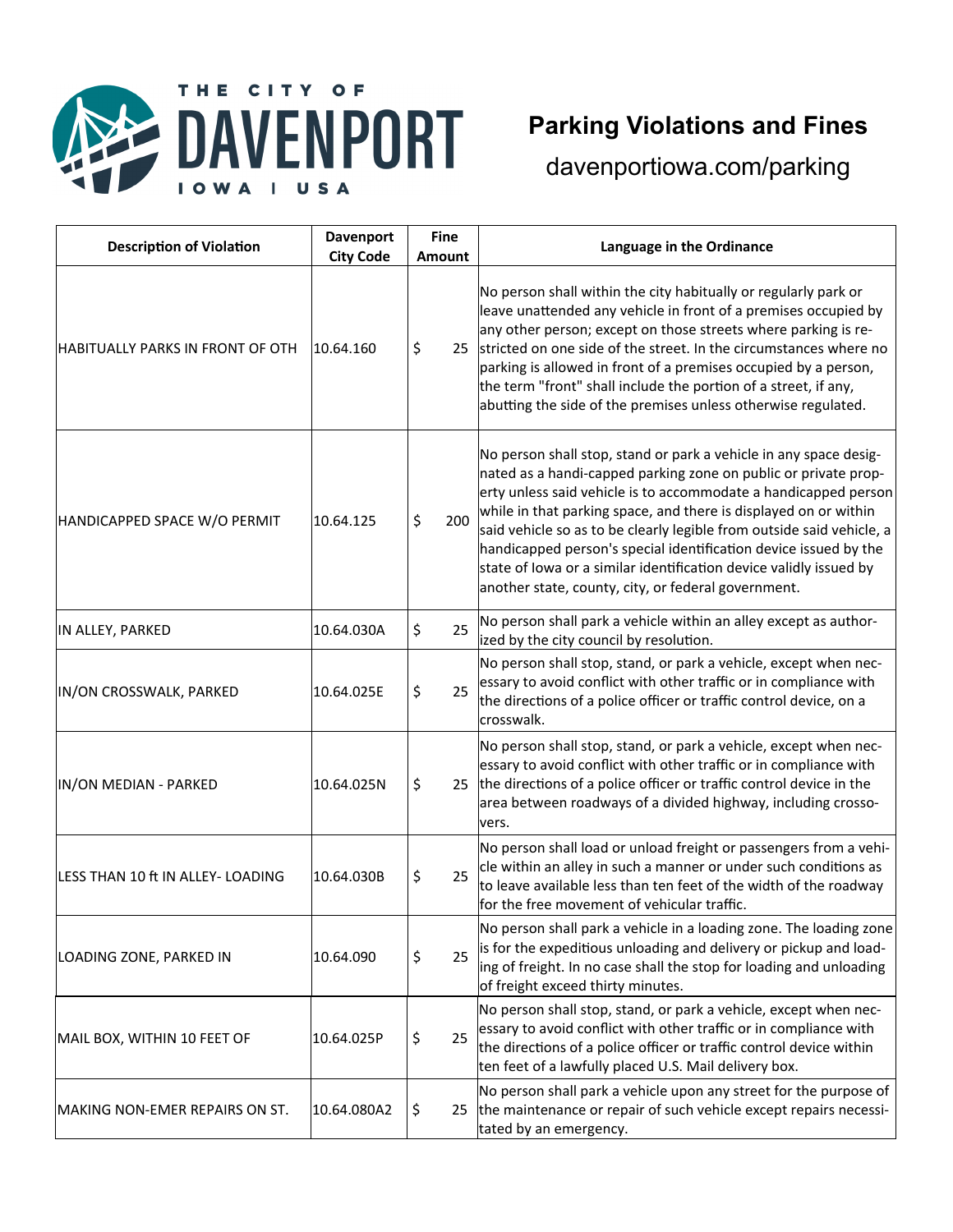# Parking Violations and Fines

davenportiowa.com/parking

| Description of Violation | Davenport City Code | Fine Amount | Language in the Ordinance |
|---|---|---|---|
| HABITUALLY PARKS IN FRONT OF OTH | 10.64.160 | $ 25 | No person shall within the city habitually or regularly park or leave unattended any vehicle in front of a premises occupied by any other person; except on those streets where parking is restricted on one side of the street. In the circumstances where no parking is allowed in front of a premises occupied by a person, the term "front" shall include the portion of a street, if any, abutting the side of the premises unless otherwise regulated. |
| HANDICAPPED SPACE W/O PERMIT | 10.64.125 | $ 200 | No person shall stop, stand or park a vehicle in any space designated as a handi-capped parking zone on public or private property unless said vehicle is to accommodate a handicapped person while in that parking space, and there is displayed on or within said vehicle so as to be clearly legible from outside said vehicle, a handicapped person's special identification device issued by the state of Iowa or a similar identification device validly issued by another state, county, city, or federal government. |
| IN ALLEY, PARKED | 10.64.030A | $ 25 | No person shall park a vehicle within an alley except as authorized by the city council by resolution. |
| IN/ON CROSSWALK, PARKED | 10.64.025E | $ 25 | No person shall stop, stand, or park a vehicle, except when necessary to avoid conflict with other traffic or in compliance with the directions of a police officer or traffic control device, on a crosswalk. |
| IN/ON MEDIAN - PARKED | 10.64.025N | $ 25 | No person shall stop, stand, or park a vehicle, except when necessary to avoid conflict with other traffic or in compliance with the directions of a police officer or traffic control device in the area between roadways of a divided highway, including crossovers. |
| LESS THAN 10 ft IN ALLEY- LOADING | 10.64.030B | $ 25 | No person shall load or unload freight or passengers from a vehicle within an alley in such a manner or under such conditions as to leave available less than ten feet of the width of the roadway for the free movement of vehicular traffic. |
| LOADING ZONE, PARKED IN | 10.64.090 | $ 25 | No person shall park a vehicle in a loading zone. The loading zone is for the expeditious unloading and delivery or pickup and loading of freight. In no case shall the stop for loading and unloading of freight exceed thirty minutes. |
| MAIL BOX, WITHIN 10 FEET OF | 10.64.025P | $ 25 | No person shall stop, stand, or park a vehicle, except when necessary to avoid conflict with other traffic or in compliance with the directions of a police officer or traffic control device within ten feet of a lawfully placed U.S. Mail delivery box. |
| MAKING NON-EMER REPAIRS ON ST. | 10.64.080A2 | $ 25 | No person shall park a vehicle upon any street for the purpose of the maintenance or repair of such vehicle except repairs necessitated by an emergency. |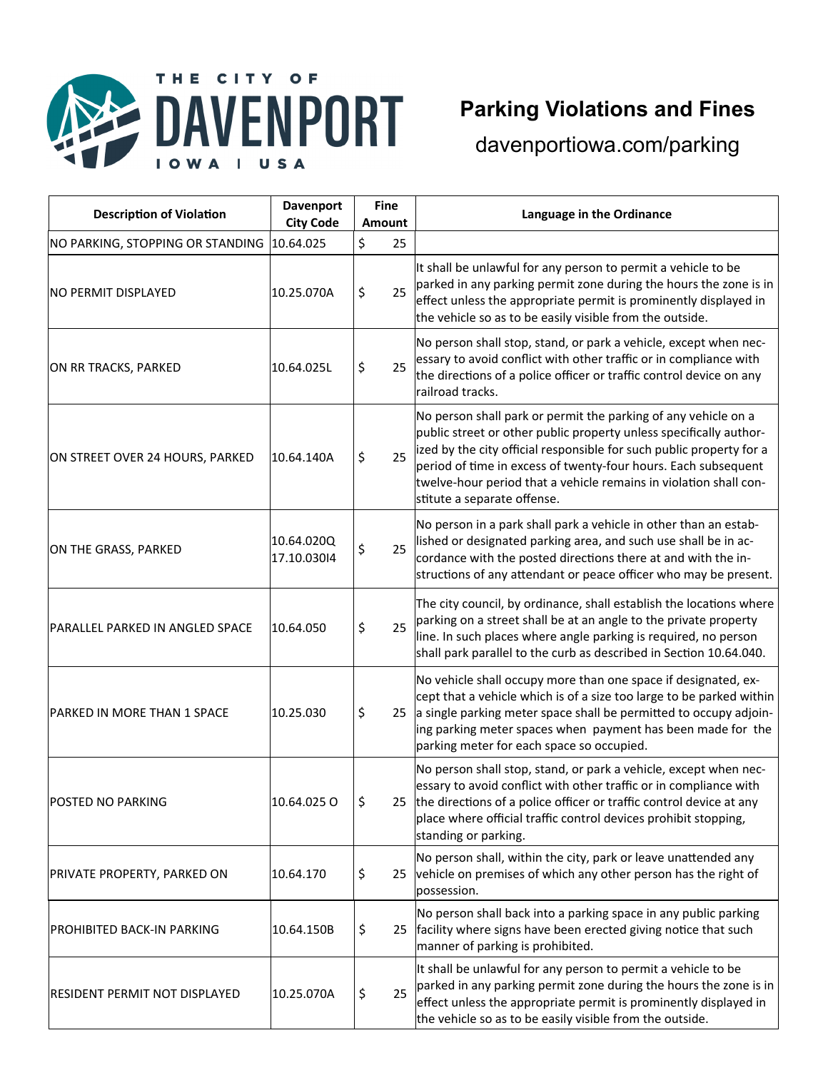# Parking Violations and Fines

davenportiowa.com/parking

| Description of Violation | Davenport City Code | Fine Amount | Language in the Ordinance |
|---|---|---|---|
| NO PARKING, STOPPING OR STANDING | 10.64.025 | $ 25 | |
| NO PERMIT DISPLAYED | 10.25.070A | $ 25 | It shall be unlawful for any person to permit a vehicle to be parked in any parking permit zone during the hours the zone is in effect unless the appropriate permit is prominently displayed in the vehicle so as to be easily visible from the outside. |
| ON RR TRACKS, PARKED | 10.64.025L | $ 25 | No person shall stop, stand, or park a vehicle, except when necessary to avoid conflict with other traffic or in compliance with the directions of a police officer or traffic control device on any railroad tracks. |
| ON STREET OVER 24 HOURS, PARKED | 10.64.140A | $ 25 | No person shall park or permit the parking of any vehicle on a public street or other public property unless specifically authorized by the city official responsible for such public property for a period of time in excess of twenty-four hours. Each subsequent twelve-hour period that a vehicle remains in violation shall constitute a separate offense. |
| ON THE GRASS, PARKED | 10.64.020Q 17.10.030I4 | $ 25 | No person in a park shall park a vehicle in other than an established or designated parking area, and such use shall be in accordance with the posted directions there at and with the instructions of any attendant or peace officer who may be present. |
| PARALLEL PARKED IN ANGLED SPACE | 10.64.050 | $ 25 | The city council, by ordinance, shall establish the locations where parking on a street shall be at an angle to the private property line. In such places where angle parking is required, no person shall park parallel to the curb as described in Section 10.64.040. |
| PARKED IN MORE THAN 1 SPACE | 10.25.030 | $ 25 | No vehicle shall occupy more than one space if designated, except that a vehicle which is of a size too large to be parked within a single parking meter space shall be permitted to occupy adjoining parking meter spaces when payment has been made for the parking meter for each space so occupied. |
| POSTED NO PARKING | 10.64.025 O | $ 25 | No person shall stop, stand, or park a vehicle, except when necessary to avoid conflict with other traffic or in compliance with the directions of a police officer or traffic control device at any place where official traffic control devices prohibit stopping, standing or parking. |
| PRIVATE PROPERTY, PARKED ON | 10.64.170 | $ 25 | No person shall, within the city, park or leave unattended any vehicle on premises of which any other person has the right of possession. |
| PROHIBITED BACK-IN PARKING | 10.64.150B | $ 25 | No person shall back into a parking space in any public parking facility where signs have been erected giving notice that such manner of parking is prohibited. |
| RESIDENT PERMIT NOT DISPLAYED | 10.25.070A | $ 25 | It shall be unlawful for any person to permit a vehicle to be parked in any parking permit zone during the hours the zone is in effect unless the appropriate permit is prominently displayed in the vehicle so as to be easily visible from the outside. |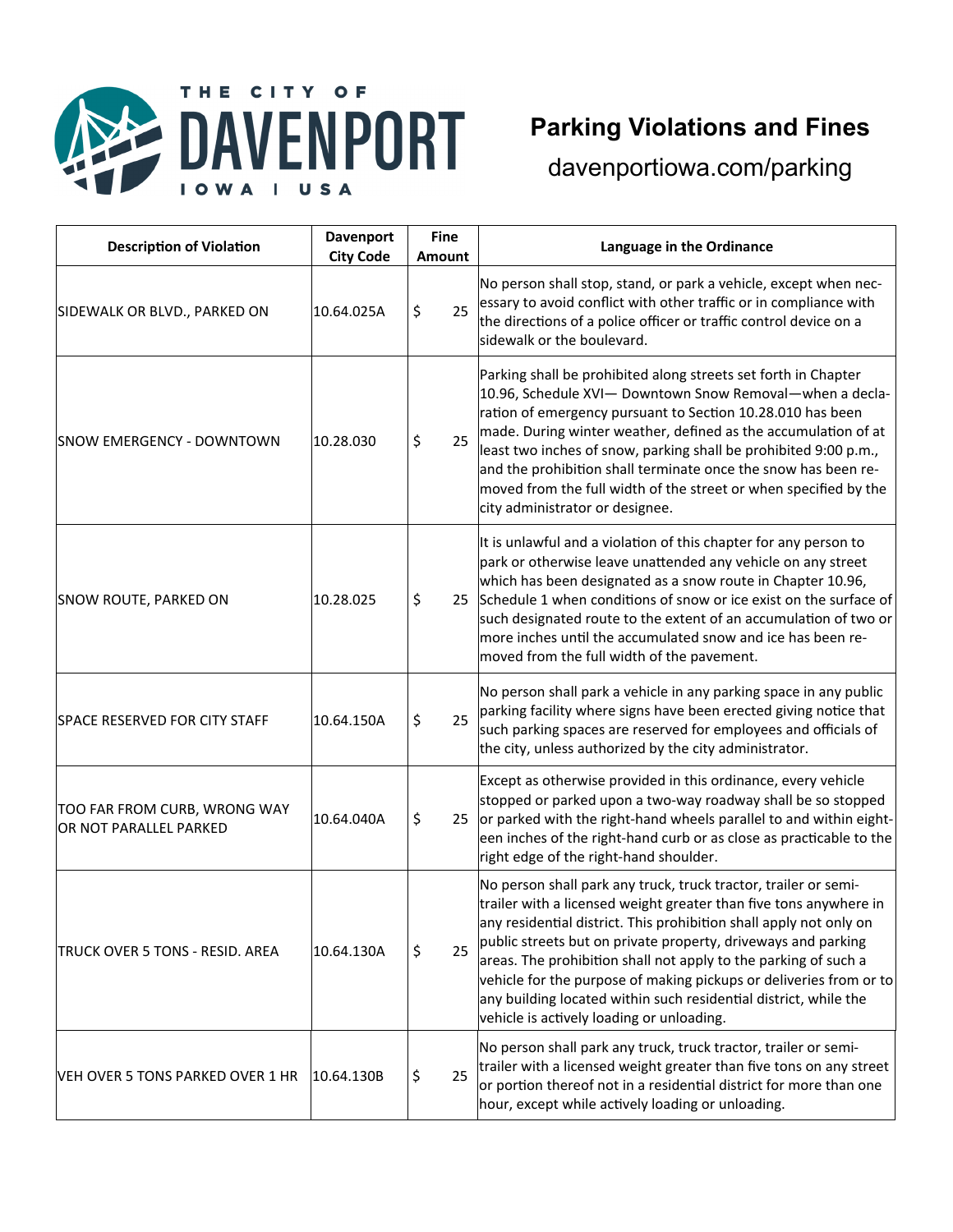THE CITY OF DAVENPORT IOWA | USA

# Parking Violations and Fines

davenportiowa.com/parking

| Description of Violation | Davenport City Code | Fine Amount | Language in the Ordinance |
|---|---|---|---|
| SIDEWALK OR BLVD., PARKED ON | 10.64.025A | $ 25 | No person shall stop, stand, or park a vehicle, except when necessary to avoid conflict with other traffic or in compliance with the directions of a police officer or traffic control device on a sidewalk or the boulevard. |
| SNOW EMERGENCY - DOWNTOWN | 10.28.030 | $ 25 | Parking shall be prohibited along streets set forth in Chapter 10.96, Schedule XVI— Downtown Snow Removal—when a declaration of emergency pursuant to Section 10.28.010 has been made. During winter weather, defined as the accumulation of at least two inches of snow, parking shall be prohibited 9:00 p.m., and the prohibition shall terminate once the snow has been removed from the full width of the street or when specified by the city administrator or designee. |
| SNOW ROUTE, PARKED ON | 10.28.025 | $ 25 | It is unlawful and a violation of this chapter for any person to park or otherwise leave unattended any vehicle on any street which has been designated as a snow route in Chapter 10.96, Schedule 1 when conditions of snow or ice exist on the surface of such designated route to the extent of an accumulation of two or more inches until the accumulated snow and ice has been removed from the full width of the pavement. |
| SPACE RESERVED FOR CITY STAFF | 10.64.150A | $ 25 | No person shall park a vehicle in any parking space in any public parking facility where signs have been erected giving notice that such parking spaces are reserved for employees and officials of the city, unless authorized by the city administrator. |
| TOO FAR FROM CURB, WRONG WAY OR NOT PARALLEL PARKED | 10.64.040A | $ 25 | Except as otherwise provided in this ordinance, every vehicle stopped or parked upon a two-way roadway shall be so stopped or parked with the right-hand wheels parallel to and within eighteen inches of the right-hand curb or as close as practicable to the right edge of the right-hand shoulder. |
| TRUCK OVER 5 TONS - RESID. AREA | 10.64.130A | $ 25 | No person shall park any truck, truck tractor, trailer or semi-trailer with a licensed weight greater than five tons anywhere in any residential district. This prohibition shall apply not only on public streets but on private property, driveways and parking areas. The prohibition shall not apply to the parking of such a vehicle for the purpose of making pickups or deliveries from or to any building located within such residential district, while the vehicle is actively loading or unloading. |
| VEH OVER 5 TONS PARKED OVER 1 HR | 10.64.130B | $ 25 | No person shall park any truck, truck tractor, trailer or semi-trailer with a licensed weight greater than five tons on any street or portion thereof not in a residential district for more than one hour, except while actively loading or unloading. |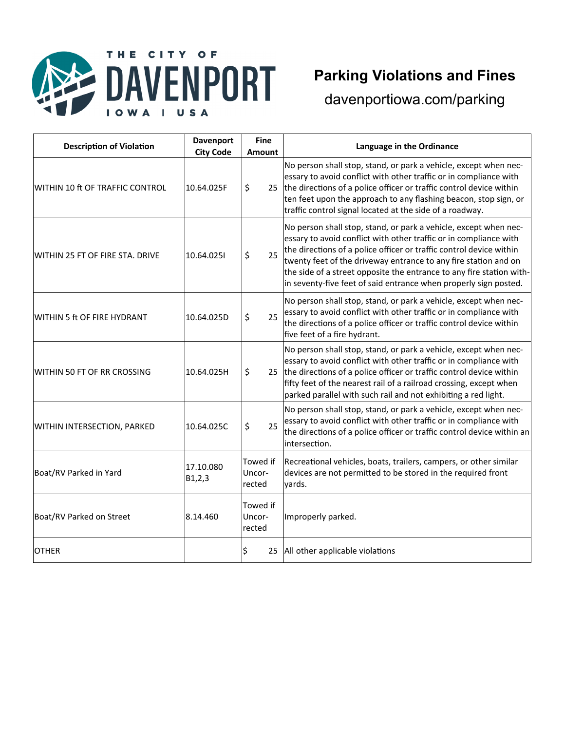THE CITY OF DAVENPORT IOWA | USA

# Parking Violations and Fines

davenportiowa.com/parking

| Description of Violation | Davenport City Code | Fine Amount | Language in the Ordinance |
|---|---|---|---|
| WITHIN 10 ft OF TRAFFIC CONTROL | 10.64.025F | $ 25 | No person shall stop, stand, or park a vehicle, except when necessary to avoid conflict with other traffic or in compliance with the directions of a police officer or traffic control device within ten feet upon the approach to any flashing beacon, stop sign, or traffic control signal located at the side of a roadway. |
| WITHIN 25 FT OF FIRE STA. DRIVE | 10.64.025I | $ 25 | No person shall stop, stand, or park a vehicle, except when necessary to avoid conflict with other traffic or in compliance with the directions of a police officer or traffic control device within twenty feet of the driveway entrance to any fire station and on the side of a street opposite the entrance to any fire station within seventy-five feet of said entrance when properly sign posted. |
| WITHIN 5 ft OF FIRE HYDRANT | 10.64.025D | $ 25 | No person shall stop, stand, or park a vehicle, except when necessary to avoid conflict with other traffic or in compliance with the directions of a police officer or traffic control device within five feet of a fire hydrant. |
| WITHIN 50 FT OF RR CROSSING | 10.64.025H | $ 25 | No person shall stop, stand, or park a vehicle, except when necessary to avoid conflict with other traffic or in compliance with the directions of a police officer or traffic control device within fifty feet of the nearest rail of a railroad crossing, except when parked parallel with such rail and not exhibiting a red light. |
| WITHIN INTERSECTION, PARKED | 10.64.025C | $ 25 | No person shall stop, stand, or park a vehicle, except when necessary to avoid conflict with other traffic or in compliance with the directions of a police officer or traffic control device within an intersection. |
| Boat/RV Parked in Yard | 17.10.080 B1,2,3 | Towed if Uncorrected | Recreational vehicles, boats, trailers, campers, or other similar devices are not permitted to be stored in the required front yards. |
| Boat/RV Parked on Street | 8.14.460 | Towed if Uncorrected | Improperly parked. |
| OTHER | | $ 25 | All other applicable violations |